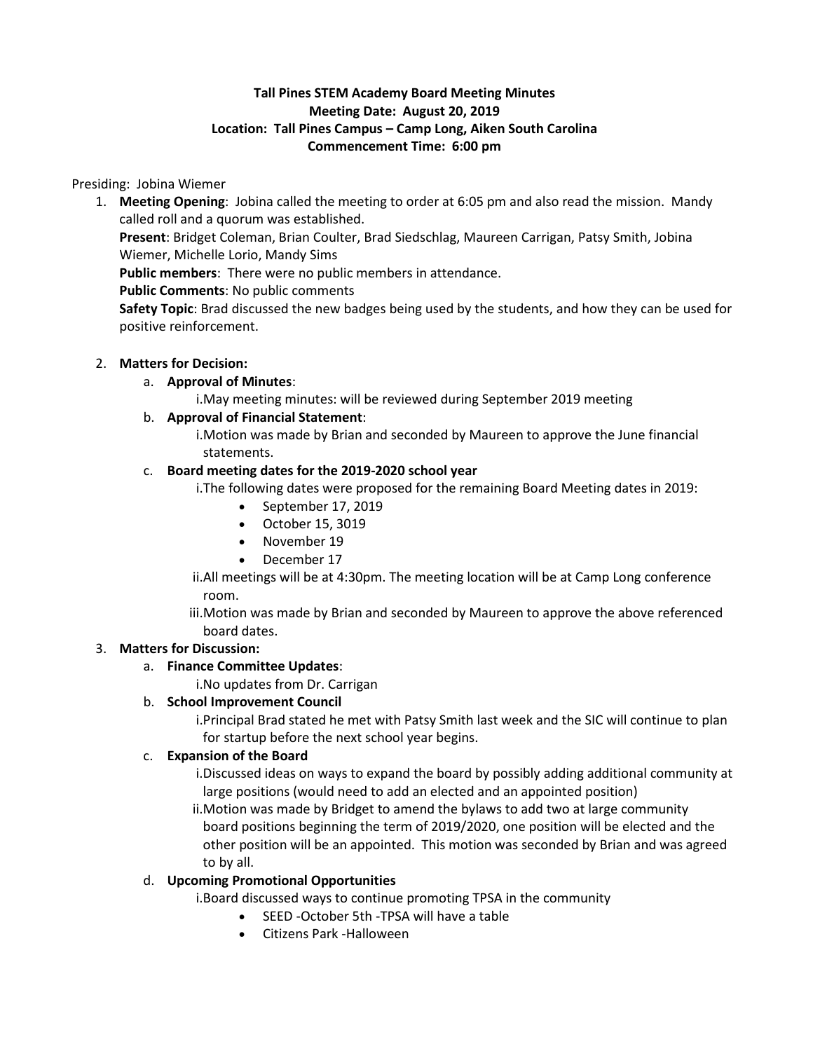**Tall Pines STEM Academy Board Meeting Minutes**
**Meeting Date: August 20, 2019**
**Location: Tall Pines Campus – Camp Long, Aiken South Carolina**
**Commencement Time: 6:00 pm**

Presiding: Jobina Wiemer

1. **Meeting Opening**: Jobina called the meeting to order at 6:05 pm and also read the mission. Mandy called roll and a quorum was established.
   **Present**: Bridget Coleman, Brian Coulter, Brad Siedschlag, Maureen Carrigan, Patsy Smith, Jobina Wiemer, Michelle Lorio, Mandy Sims
   **Public members**: There were no public members in attendance.
   **Public Comments**: No public comments
   **Safety Topic**: Brad discussed the new badges being used by the students, and how they can be used for positive reinforcement.

2. **Matters for Decision:**
   a. **Approval of Minutes**:
      i. May meeting minutes: will be reviewed during September 2019 meeting
   b. **Approval of Financial Statement**:
      i. Motion was made by Brian and seconded by Maureen to approve the June financial statements.
   c. **Board meeting dates for the 2019-2020 school year**
      i. The following dates were proposed for the remaining Board Meeting dates in 2019:
         - September 17, 2019
         - October 15, 3019
         - November 19
         - December 17
      ii. All meetings will be at 4:30pm. The meeting location will be at Camp Long conference room.
      iii. Motion was made by Brian and seconded by Maureen to approve the above referenced board dates.

3. **Matters for Discussion:**
   a. **Finance Committee Updates**:
      i. No updates from Dr. Carrigan
   b. **School Improvement Council**
      i. Principal Brad stated he met with Patsy Smith last week and the SIC will continue to plan for startup before the next school year begins.
   c. **Expansion of the Board**
      i. Discussed ideas on ways to expand the board by possibly adding additional community at large positions (would need to add an elected and an appointed position)
      ii. Motion was made by Bridget to amend the bylaws to add two at large community board positions beginning the term of 2019/2020, one position will be elected and the other position will be an appointed. This motion was seconded by Brian and was agreed to by all.
   d. **Upcoming Promotional Opportunities**
      i. Board discussed ways to continue promoting TPSA in the community
         - SEED -October 5th -TPSA will have a table
         - Citizens Park -Halloween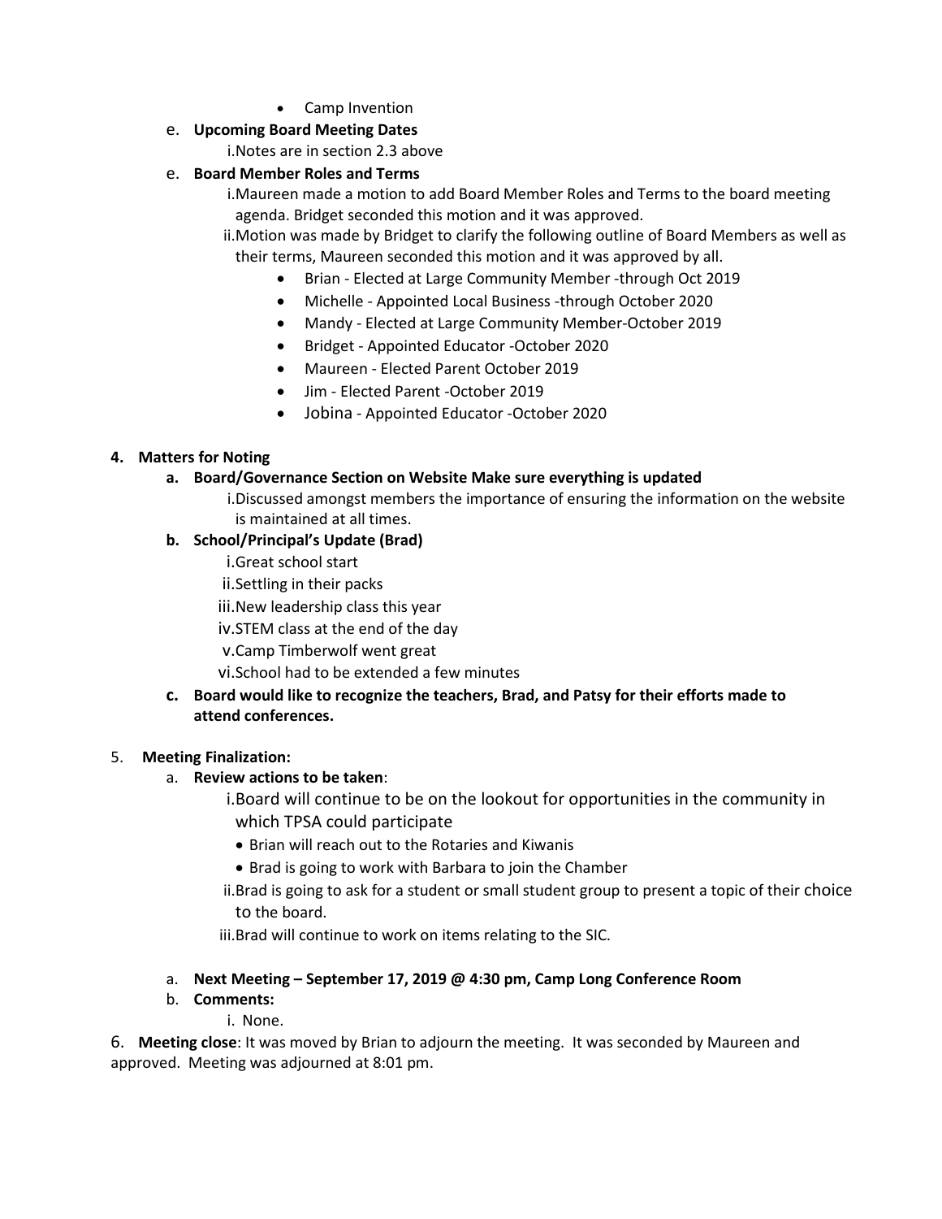- Camp Invention

e. **Upcoming Board Meeting Dates**

   i. Notes are in section 2.3 above

e. **Board Member Roles and Terms**

   i. Maureen made a motion to add Board Member Roles and Terms to the board meeting agenda. Bridget seconded this motion and it was approved.

   ii. Motion was made by Bridget to clarify the following outline of Board Members as well as their terms, Maureen seconded this motion and it was approved by all.

   - Brian - Elected at Large Community Member -through Oct 2019
   - Michelle - Appointed Local Business -through October 2020
   - Mandy - Elected at Large Community Member-October 2019
   - Bridget - Appointed Educator -October 2020
   - Maureen - Elected Parent October 2019
   - Jim - Elected Parent -October 2019
   - Jobina - Appointed Educator -October 2020

**4. Matters for Noting**

**a. Board/Governance Section on Website Make sure everything is updated**

   i. Discussed amongst members the importance of ensuring the information on the website is maintained at all times.

**b. School/Principal's Update (Brad)**

   i. Great school start
   ii. Settling in their packs
   iii. New leadership class this year
   iv. STEM class at the end of the day
   v. Camp Timberwolf went great
   vi. School had to be extended a few minutes

**c. Board would like to recognize the teachers, Brad, and Patsy for their efforts made to attend conferences.**

5. **Meeting Finalization:**

a. **Review actions to be taken**:

   i. Board will continue to be on the lookout for opportunities in the community in which TPSA could participate

   - Brian will reach out to the Rotaries and Kiwanis
   - Brad is going to work with Barbara to join the Chamber

   ii. Brad is going to ask for a student or small student group to present a topic of their choice to the board.

   iii. Brad will continue to work on items relating to the SIC.

a. **Next Meeting – September 17, 2019 @ 4:30 pm, Camp Long Conference Room**

b. **Comments:**

   i. None.

6. **Meeting close**: It was moved by Brian to adjourn the meeting. It was seconded by Maureen and approved. Meeting was adjourned at 8:01 pm.